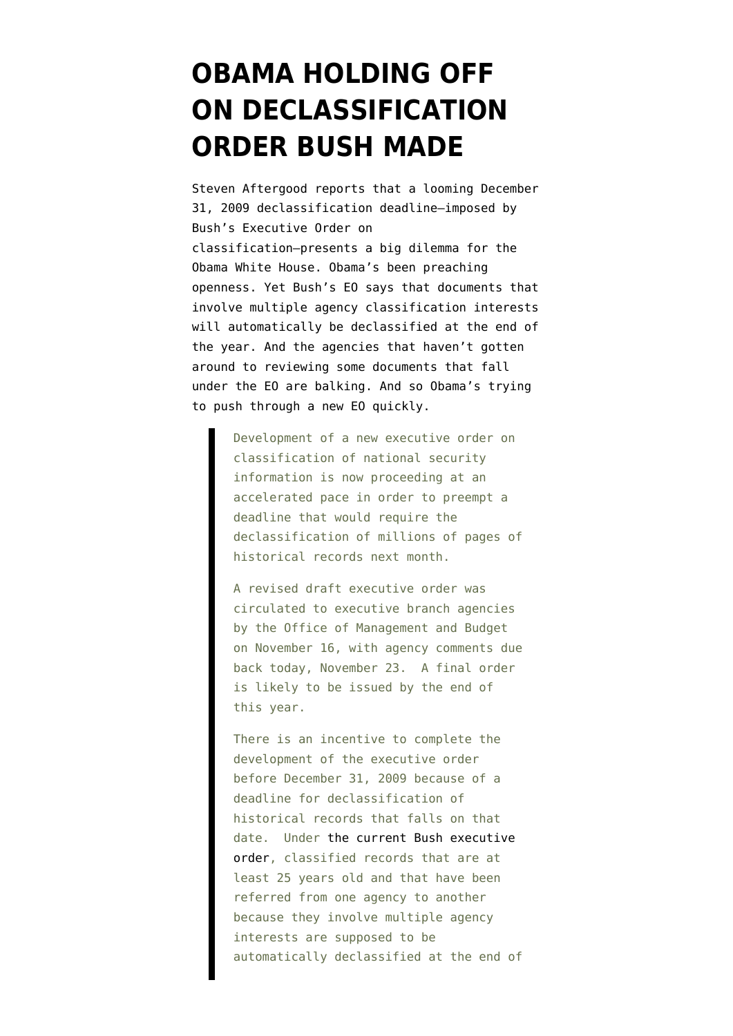# OBAMA HOLDING OFF ON DECLASSIFICATION ORDER BUSH MADE

Steven Aftergood reports that a looming December 31, 2009 declassification deadline—imposed by Bush's Executive Order on classification—presents a big dilemma for the Obama White House. Obama's been preaching openness. Yet Bush's EO says that documents that involve multiple agency classification interests will automatically be declassified at the end of the year. And the agencies that haven't gotten around to reviewing some documents that fall under the EO are balking. And so Obama's trying to push through a new EO quickly.

> Development of a new executive order on classification of national security information is now proceeding at an accelerated pace in order to preempt a deadline that would require the declassification of millions of pages of historical records next month.
>
> A revised draft executive order was circulated to executive branch agencies by the Office of Management and Budget on November 16, with agency comments due back today, November 23. A final order is likely to be issued by the end of this year.
>
> There is an incentive to complete the development of the executive order before December 31, 2009 because of a deadline for declassification of historical records that falls on that date. Under the current Bush executive order, classified records that are at least 25 years old and that have been referred from one agency to another because they involve multiple agency interests are supposed to be automatically declassified at the end of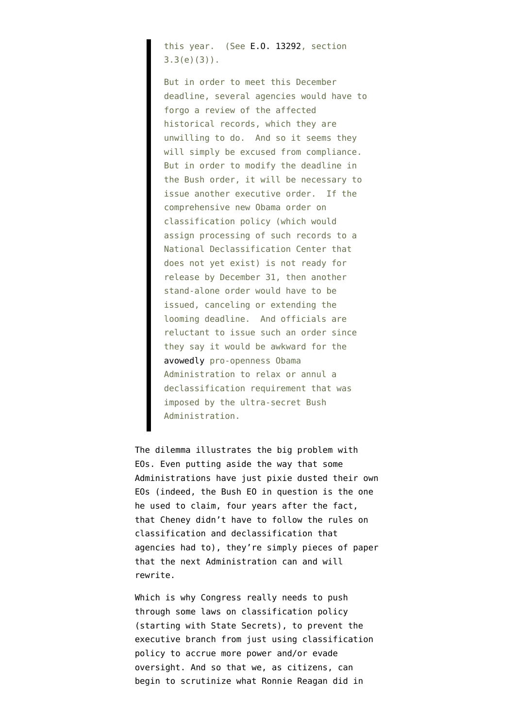> this year. (See E.O. 13292, section 3.3(e)(3)).
>
> But in order to meet this December deadline, several agencies would have to forgo a review of the affected historical records, which they are unwilling to do. And so it seems they will simply be excused from compliance. But in order to modify the deadline in the Bush order, it will be necessary to issue another executive order. If the comprehensive new Obama order on classification policy (which would assign processing of such records to a National Declassification Center that does not yet exist) is not ready for release by December 31, then another stand-alone order would have to be issued, canceling or extending the looming deadline. And officials are reluctant to issue such an order since they say it would be awkward for the avowedly pro-openness Obama Administration to relax or annul a declassification requirement that was imposed by the ultra-secret Bush Administration.

The dilemma illustrates the big problem with EOs. Even putting aside the way that some Administrations have just pixie dusted their own EOs (indeed, the Bush EO in question is the one he used to claim, four years after the fact, that Cheney didn't have to follow the rules on classification and declassification that agencies had to), they're simply pieces of paper that the next Administration can and will rewrite.

Which is why Congress really needs to push through some laws on classification policy (starting with State Secrets), to prevent the executive branch from just using classification policy to accrue more power and/or evade oversight. And so that we, as citizens, can begin to scrutinize what Ronnie Reagan did in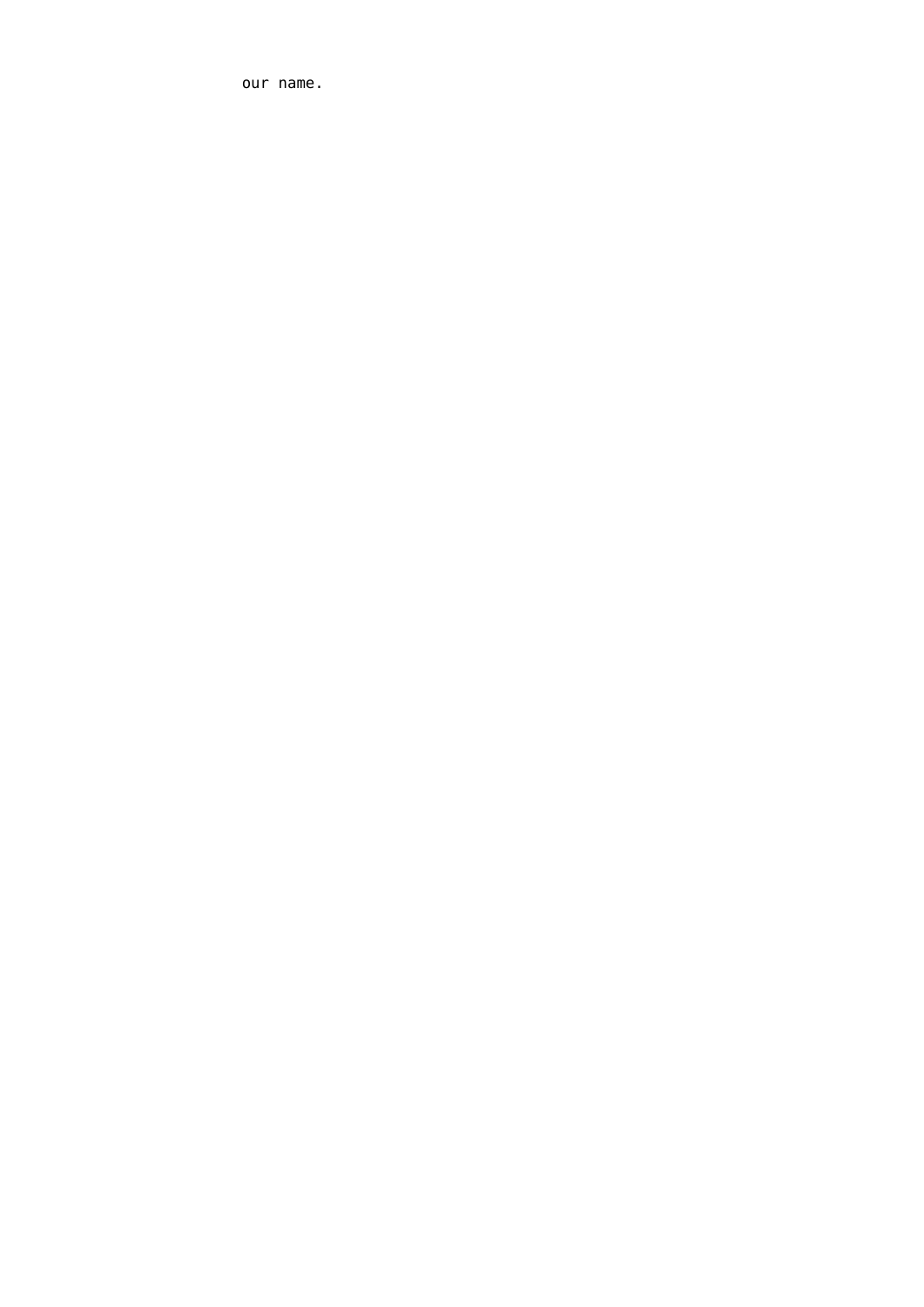our name.